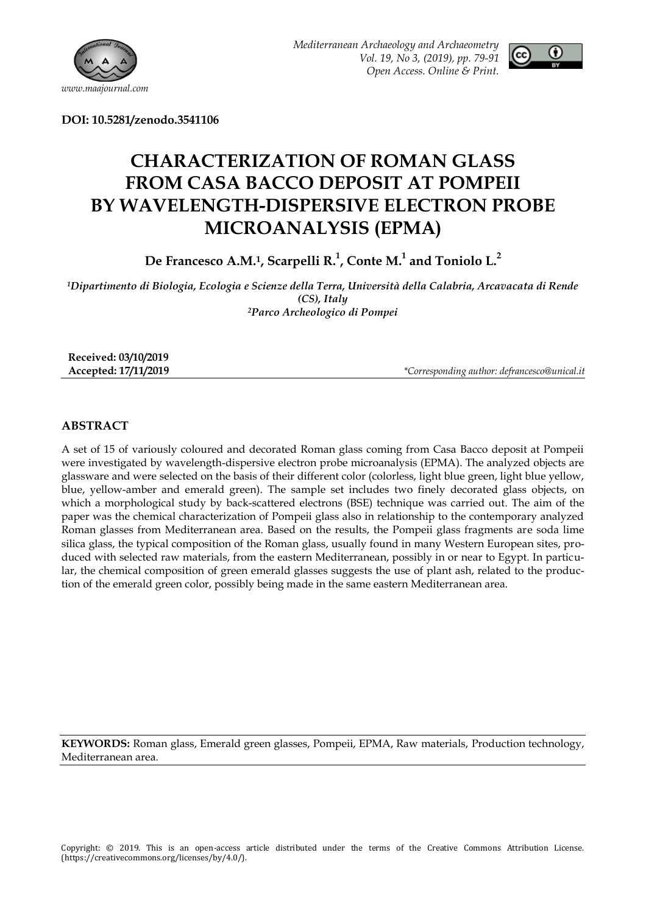**DOI: 10.5281/zenodo.3541106**

# CHARACTERIZATION OF ROMAN GLASS FROM CASA BACCO DEPOSIT AT POMPEII BY WAVELENGTH-DISPERSIVE ELECTRON PROBE MICROANALYSIS (EPMA)

**De Francesco A.M.[1], Scarpelli R.[1], Conte M.[1] and Toniolo L.[2]**

*[1]Dipartimento di Biologia, Ecologia e Scienze della Terra, Università della Calabria, Arcavacata di Rende (CS), Italy*
*[2]Parco Archeologico di Pompei*

**Received: 03/10/2019**
**Accepted: 17/11/2019**

*\*Corresponding author: defrancesco@unical.it*

## ABSTRACT

A set of 15 of variously coloured and decorated Roman glass coming from Casa Bacco deposit at Pompeii were investigated by wavelength-dispersive electron probe microanalysis (EPMA). The analyzed objects are glassware and were selected on the basis of their different color (colorless, light blue green, light blue yellow, blue, yellow-amber and emerald green). The sample set includes two finely decorated glass objects, on which a morphological study by back-scattered electrons (BSE) technique was carried out. The aim of the paper was the chemical characterization of Pompeii glass also in relationship to the contemporary analyzed Roman glasses from Mediterranean area. Based on the results, the Pompeii glass fragments are soda lime silica glass, the typical composition of the Roman glass, usually found in many Western European sites, produced with selected raw materials, from the eastern Mediterranean, possibly in or near to Egypt. In particular, the chemical composition of green emerald glasses suggests the use of plant ash, related to the production of the emerald green color, possibly being made in the same eastern Mediterranean area.

**KEYWORDS:** Roman glass, Emerald green glasses, Pompeii, EPMA, Raw materials, Production technology, Mediterranean area.

Copyright: © 2019. This is an open-access article distributed under the terms of the Creative Commons Attribution License. (https://creativecommons.org/licenses/by/4.0/).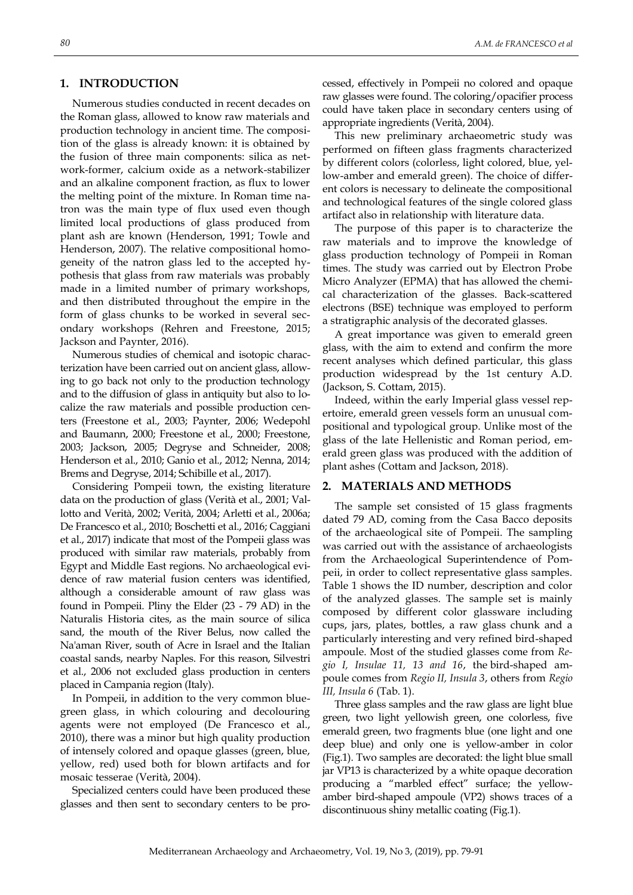## 1. INTRODUCTION

Numerous studies conducted in recent decades on the Roman glass, allowed to know raw materials and production technology in ancient time. The composition of the glass is already known: it is obtained by the fusion of three main components: silica as network-former, calcium oxide as a network-stabilizer and an alkaline component fraction, as flux to lower the melting point of the mixture. In Roman time natron was the main type of flux used even though limited local productions of glass produced from plant ash are known (Henderson, 1991; Towle and Henderson, 2007). The relative compositional homogeneity of the natron glass led to the accepted hypothesis that glass from raw materials was probably made in a limited number of primary workshops, and then distributed throughout the empire in the form of glass chunks to be worked in several secondary workshops (Rehren and Freestone, 2015; Jackson and Paynter, 2016).

Numerous studies of chemical and isotopic characterization have been carried out on ancient glass, allowing to go back not only to the production technology and to the diffusion of glass in antiquity but also to localize the raw materials and possible production centers (Freestone et al., 2003; Paynter, 2006; Wedepohl and Baumann, 2000; Freestone et al., 2000; Freestone, 2003; Jackson, 2005; Degryse and Schneider, 2008; Henderson et al., 2010; Ganio et al., 2012; Nenna, 2014; Brems and Degryse, 2014; Schibille et al., 2017).

Considering Pompeii town, the existing literature data on the production of glass (Verità et al., 2001; Vallotto and Verità, 2002; Verità, 2004; Arletti et al., 2006a; De Francesco et al., 2010; Boschetti et al., 2016; Caggiani et al., 2017) indicate that most of the Pompeii glass was produced with similar raw materials, probably from Egypt and Middle East regions. No archaeological evidence of raw material fusion centers was identified, although a considerable amount of raw glass was found in Pompeii. Pliny the Elder (23 - 79 AD) in the Naturalis Historia cites, as the main source of silica sand, the mouth of the River Belus, now called the Na'aman River, south of Acre in Israel and the Italian coastal sands, nearby Naples. For this reason, Silvestri et al., 2006 not excluded glass production in centers placed in Campania region (Italy).

In Pompeii, in addition to the very common blue-green glass, in which colouring and decolouring agents were not employed (De Francesco et al., 2010), there was a minor but high quality production of intensely colored and opaque glasses (green, blue, yellow, red) used both for blown artifacts and for mosaic tesserae (Verità, 2004).

Specialized centers could have been produced these glasses and then sent to secondary centers to be processed, effectively in Pompeii no colored and opaque raw glasses were found. The coloring/opacifier process could have taken place in secondary centers using of appropriate ingredients (Verità, 2004).

This new preliminary archaeometric study was performed on fifteen glass fragments characterized by different colors (colorless, light colored, blue, yellow-amber and emerald green). The choice of different colors is necessary to delineate the compositional and technological features of the single colored glass artifact also in relationship with literature data.

The purpose of this paper is to characterize the raw materials and to improve the knowledge of glass production technology of Pompeii in Roman times. The study was carried out by Electron Probe Micro Analyzer (EPMA) that has allowed the chemical characterization of the glasses. Back-scattered electrons (BSE) technique was employed to perform a stratigraphic analysis of the decorated glasses.

A great importance was given to emerald green glass, with the aim to extend and confirm the more recent analyses which defined particular, this glass production widespread by the 1st century A.D. (Jackson, S. Cottam, 2015).

Indeed, within the early Imperial glass vessel repertoire, emerald green vessels form an unusual compositional and typological group. Unlike most of the glass of the late Hellenistic and Roman period, emerald green glass was produced with the addition of plant ashes (Cottam and Jackson, 2018).

## 2. MATERIALS AND METHODS

The sample set consisted of 15 glass fragments dated 79 AD, coming from the Casa Bacco deposits of the archaeological site of Pompeii. The sampling was carried out with the assistance of archaeologists from the Archaeological Superintendence of Pompeii, in order to collect representative glass samples. Table 1 shows the ID number, description and color of the analyzed glasses. The sample set is mainly composed by different color glassware including cups, jars, plates, bottles, a raw glass chunk and a particularly interesting and very refined bird-shaped ampoule. Most of the studied glasses come from *Regio I, Insulae 11, 13 and 16*, the bird-shaped ampoule comes from *Regio II, Insula 3*, others from *Regio III, Insula 6* (Tab. 1).

Three glass samples and the raw glass are light blue green, two light yellowish green, one colorless, five emerald green, two fragments blue (one light and one deep blue) and only one is yellow-amber in color (Fig.1). Two samples are decorated: the light blue small jar VP13 is characterized by a white opaque decoration producing a "marbled effect" surface; the yellow-amber bird-shaped ampoule (VP2) shows traces of a discontinuous shiny metallic coating (Fig.1).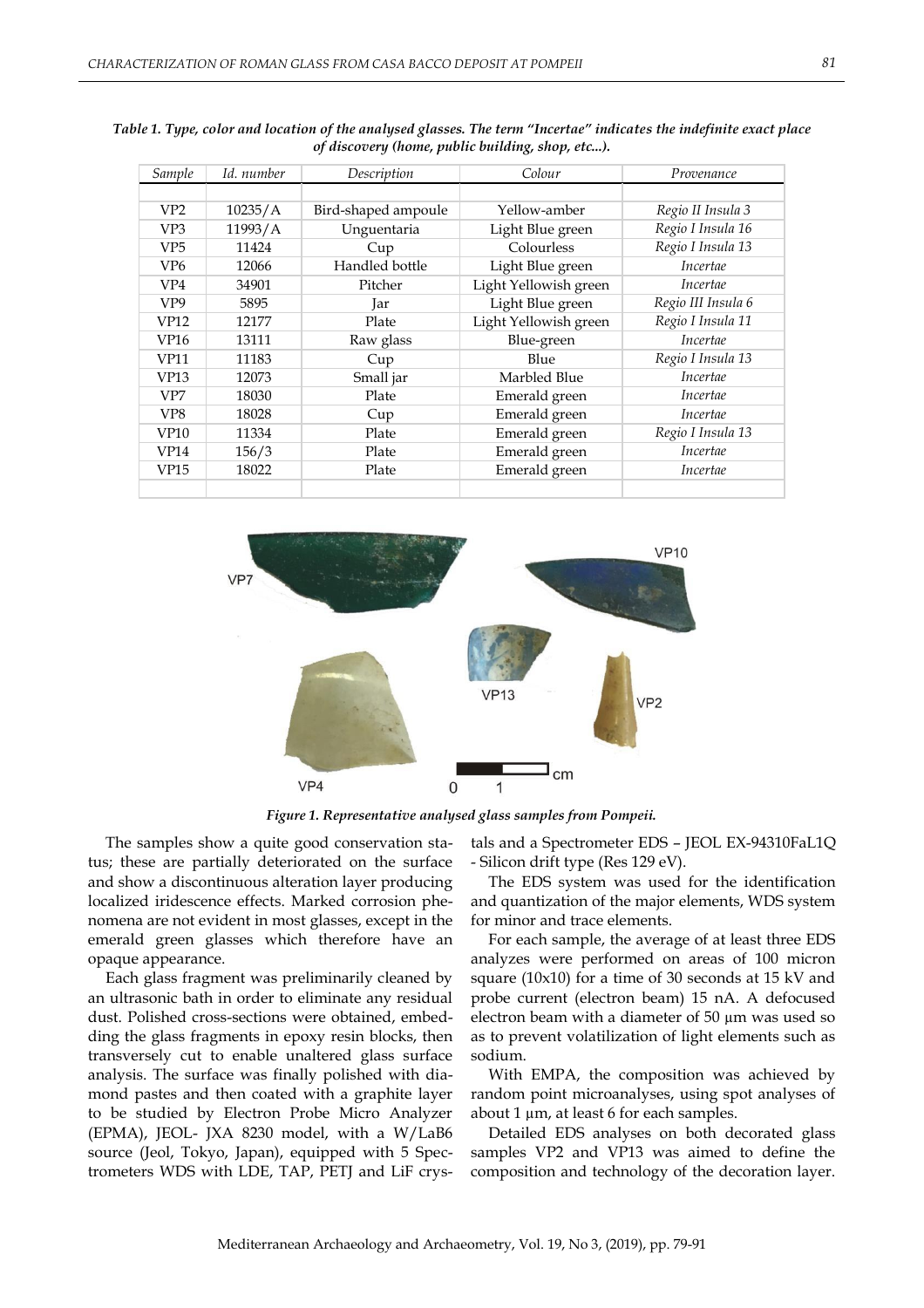*Table 1. Type, color and location of the analysed glasses. The term "Incertae" indicates the indefinite exact place of discovery (home, public building, shop, etc...).*

| Sample | Id. number | Description | Colour | Provenance |
|---|---|---|---|---|
| VP2 | 10235/A | Bird-shaped ampoule | Yellow-amber | *Regio II Insula 3* |
| VP3 | 11993/A | Unguentaria | Light Blue green | *Regio I Insula 16* |
| VP5 | 11424 | Cup | Colourless | *Regio I Insula 13* |
| VP6 | 12066 | Handled bottle | Light Blue green | *Incertae* |
| VP4 | 34901 | Pitcher | Light Yellowish green | *Incertae* |
| VP9 | 5895 | Jar | Light Blue green | *Regio III Insula 6* |
| VP12 | 12177 | Plate | Light Yellowish green | *Regio I Insula 11* |
| VP16 | 13111 | Raw glass | Blue-green | *Incertae* |
| VP11 | 11183 | Cup | Blue | *Regio I Insula 13* |
| VP13 | 12073 | Small jar | Marbled Blue | *Incertae* |
| VP7 | 18030 | Plate | Emerald green | *Incertae* |
| VP8 | 18028 | Cup | Emerald green | *Incertae* |
| VP10 | 11334 | Plate | Emerald green | *Regio I Insula 13* |
| VP14 | 156/3 | Plate | Emerald green | *Incertae* |
| VP15 | 18022 | Plate | Emerald green | *Incertae* |

*Figure 1. Representative analysed glass samples from Pompeii.*

The samples show a quite good conservation status; these are partially deteriorated on the surface and show a discontinuous alteration layer producing localized iridescence effects. Marked corrosion phenomena are not evident in most glasses, except in the emerald green glasses which therefore have an opaque appearance.

Each glass fragment was preliminarily cleaned by an ultrasonic bath in order to eliminate any residual dust. Polished cross-sections were obtained, embedding the glass fragments in epoxy resin blocks, then transversely cut to enable unaltered glass surface analysis. The surface was finally polished with diamond pastes and then coated with a graphite layer to be studied by Electron Probe Micro Analyzer (EPMA), JEOL- JXA 8230 model, with a W/LaB6 source (Jeol, Tokyo, Japan), equipped with 5 Spectrometers WDS with LDE, TAP, PETJ and LiF crystals and a Spectrometer EDS – JEOL EX-94310FaL1Q - Silicon drift type (Res 129 eV).

The EDS system was used for the identification and quantization of the major elements, WDS system for minor and trace elements.

For each sample, the average of at least three EDS analyzes were performed on areas of 100 micron square (10x10) for a time of 30 seconds at 15 kV and probe current (electron beam) 15 nA. A defocused electron beam with a diameter of 50 µm was used so as to prevent volatilization of light elements such as sodium.

With EMPA, the composition was achieved by random point microanalyses, using spot analyses of about 1 µm, at least 6 for each samples.

Detailed EDS analyses on both decorated glass samples VP2 and VP13 was aimed to define the composition and technology of the decoration layer.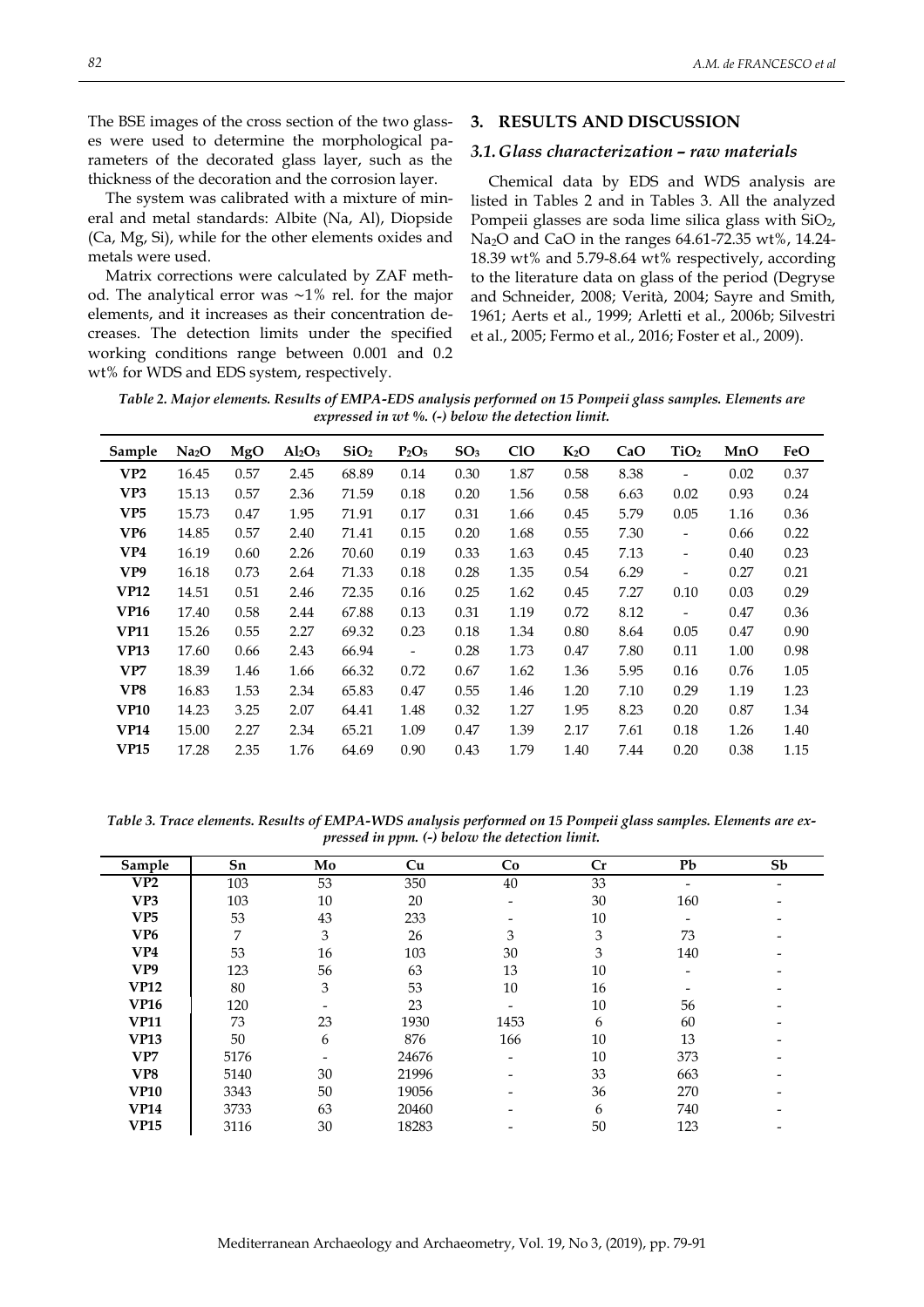The BSE images of the cross section of the two glasses were used to determine the morphological parameters of the decorated glass layer, such as the thickness of the decoration and the corrosion layer.

The system was calibrated with a mixture of mineral and metal standards: Albite (Na, Al), Diopside (Ca, Mg, Si), while for the other elements oxides and metals were used.

Matrix corrections were calculated by ZAF method. The analytical error was ~1% rel. for the major elements, and it increases as their concentration decreases. The detection limits under the specified working conditions range between 0.001 and 0.2 wt% for WDS and EDS system, respectively.

## 3. RESULTS AND DISCUSSION

### 3.1. Glass characterization – raw materials

Chemical data by EDS and WDS analysis are listed in Tables 2 and in Tables 3. All the analyzed Pompeii glasses are soda lime silica glass with $SiO_2$, $Na_2O$ and CaO in the ranges 64.61-72.35 wt%, 14.24-18.39 wt% and 5.79-8.64 wt% respectively, according to the literature data on glass of the period (Degryse and Schneider, 2008; Verità, 2004; Sayre and Smith, 1961; Aerts et al., 1999; Arletti et al., 2006b; Silvestri et al., 2005; Fermo et al., 2016; Foster et al., 2009).

*Table 2. Major elements. Results of EMPA-EDS analysis performed on 15 Pompeii glass samples. Elements are expressed in wt %. (-) below the detection limit.*

| Sample | $Na_2O$ | MgO | $Al_2O_3$ | $SiO_2$ | $P_2O_5$ | $SO_3$ | ClO | $K_2O$ | CaO | $TiO_2$ | MnO | FeO |
|---|---|---|---|---|---|---|---|---|---|---|---|---|
| **VP2** | 16.45 | 0.57 | 2.45 | 68.89 | 0.14 | 0.30 | 1.87 | 0.58 | 8.38 | - | 0.02 | 0.37 |
| **VP3** | 15.13 | 0.57 | 2.36 | 71.59 | 0.18 | 0.20 | 1.56 | 0.58 | 6.63 | 0.02 | 0.93 | 0.24 |
| **VP5** | 15.73 | 0.47 | 1.95 | 71.91 | 0.17 | 0.31 | 1.66 | 0.45 | 5.79 | 0.05 | 1.16 | 0.36 |
| **VP6** | 14.85 | 0.57 | 2.40 | 71.41 | 0.15 | 0.20 | 1.68 | 0.55 | 7.30 | - | 0.66 | 0.22 |
| **VP4** | 16.19 | 0.60 | 2.26 | 70.60 | 0.19 | 0.33 | 1.63 | 0.45 | 7.13 | - | 0.40 | 0.23 |
| **VP9** | 16.18 | 0.73 | 2.64 | 71.33 | 0.18 | 0.28 | 1.35 | 0.54 | 6.29 | - | 0.27 | 0.21 |
| **VP12** | 14.51 | 0.51 | 2.46 | 72.35 | 0.16 | 0.25 | 1.62 | 0.45 | 7.27 | 0.10 | 0.03 | 0.29 |
| **VP16** | 17.40 | 0.58 | 2.44 | 67.88 | 0.13 | 0.31 | 1.19 | 0.72 | 8.12 | - | 0.47 | 0.36 |
| **VP11** | 15.26 | 0.55 | 2.27 | 69.32 | 0.23 | 0.18 | 1.34 | 0.80 | 8.64 | 0.05 | 0.47 | 0.90 |
| **VP13** | 17.60 | 0.66 | 2.43 | 66.94 | - | 0.28 | 1.73 | 0.47 | 7.80 | 0.11 | 1.00 | 0.98 |
| **VP7** | 18.39 | 1.46 | 1.66 | 66.32 | 0.72 | 0.67 | 1.62 | 1.36 | 5.95 | 0.16 | 0.76 | 1.05 |
| **VP8** | 16.83 | 1.53 | 2.34 | 65.83 | 0.47 | 0.55 | 1.46 | 1.20 | 7.10 | 0.29 | 1.19 | 1.23 |
| **VP10** | 14.23 | 3.25 | 2.07 | 64.41 | 1.48 | 0.32 | 1.27 | 1.95 | 8.23 | 0.20 | 0.87 | 1.34 |
| **VP14** | 15.00 | 2.27 | 2.34 | 65.21 | 1.09 | 0.47 | 1.39 | 2.17 | 7.61 | 0.18 | 1.26 | 1.40 |
| **VP15** | 17.28 | 2.35 | 1.76 | 64.69 | 0.90 | 0.43 | 1.79 | 1.40 | 7.44 | 0.20 | 0.38 | 1.15 |

*Table 3. Trace elements. Results of EMPA-WDS analysis performed on 15 Pompeii glass samples. Elements are expressed in ppm. (-) below the detection limit.*

| Sample | Sn | Mo | Cu | Co | Cr | Pb | Sb |
|---|---|---|---|---|---|---|---|
| **VP2** | 103 | 53 | 350 | 40 | 33 | - | - |
| **VP3** | 103 | 10 | 20 | - | 30 | 160 | - |
| **VP5** | 53 | 43 | 233 | - | 10 | - | - |
| **VP6** | 7 | 3 | 26 | 3 | 3 | 73 | - |
| **VP4** | 53 | 16 | 103 | 30 | 3 | 140 | - |
| **VP9** | 123 | 56 | 63 | 13 | 10 | - | - |
| **VP12** | 80 | 3 | 53 | 10 | 16 | - | - |
| **VP16** | 120 | - | 23 | - | 10 | 56 | - |
| **VP11** | 73 | 23 | 1930 | 1453 | 6 | 60 | - |
| **VP13** | 50 | 6 | 876 | 166 | 10 | 13 | - |
| **VP7** | 5176 | - | 24676 | - | 10 | 373 | - |
| **VP8** | 5140 | 30 | 21996 | - | 33 | 663 | - |
| **VP10** | 3343 | 50 | 19056 | - | 36 | 270 | - |
| **VP14** | 3733 | 63 | 20460 | - | 6 | 740 | - |
| **VP15** | 3116 | 30 | 18283 | - | 50 | 123 | - |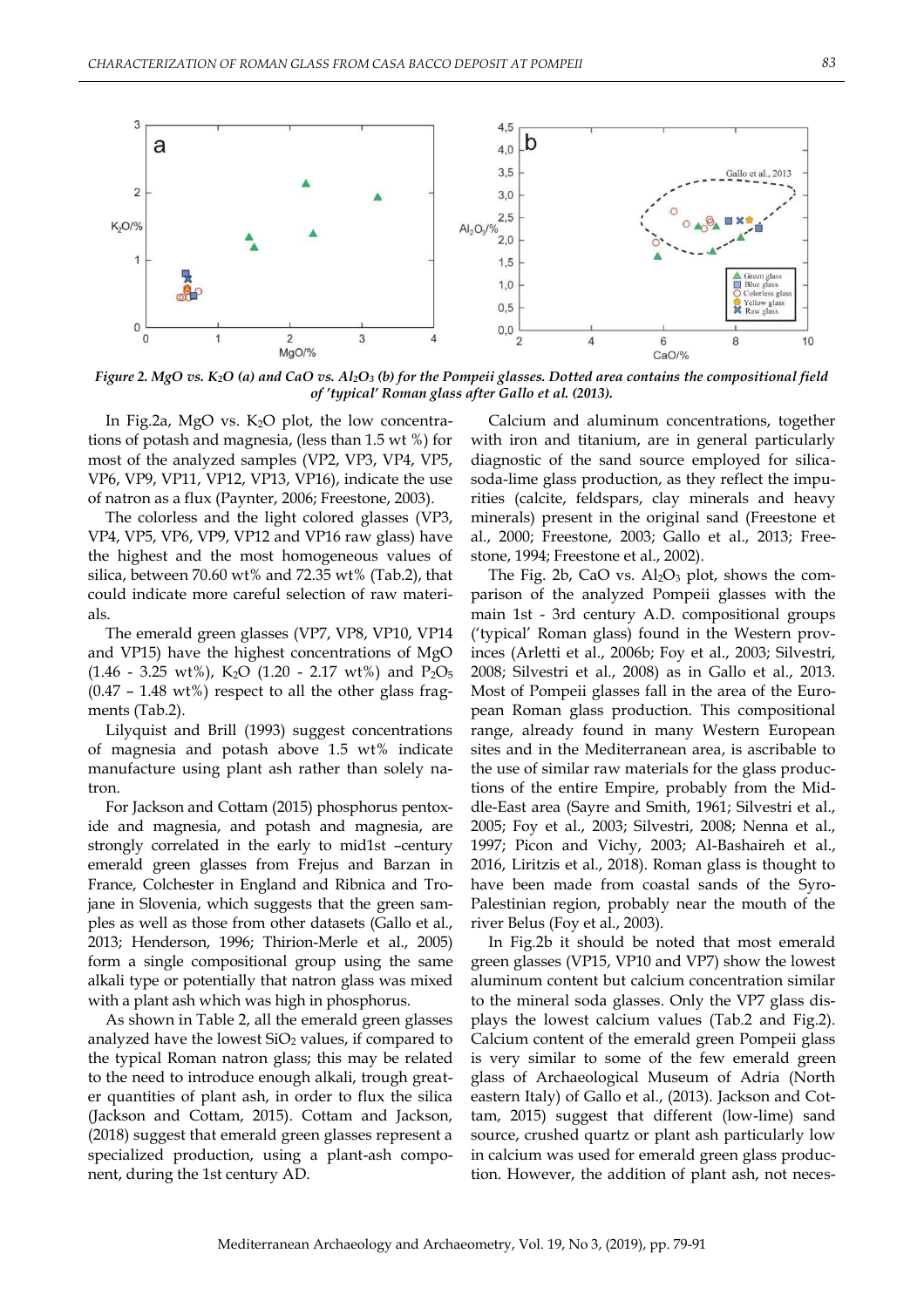*Figure 2. MgO vs. $K_2O$ (a) and CaO vs. $Al_2O_3$ (b) for the Pompeii glasses. Dotted area contains the compositional field of 'typical' Roman glass after Gallo et al. (2013).*

In Fig.2a, MgO vs. $K_2O$ plot, the low concentrations of potash and magnesia, (less than 1.5 wt %) for most of the analyzed samples (VP2, VP3, VP4, VP5, VP6, VP9, VP11, VP12, VP13, VP16), indicate the use of natron as a flux (Paynter, 2006; Freestone, 2003).

The colorless and the light colored glasses (VP3, VP4, VP5, VP6, VP9, VP12 and VP16 raw glass) have the highest and the most homogeneous values of silica, between 70.60 wt% and 72.35 wt% (Tab.2), that could indicate more careful selection of raw materials.

The emerald green glasses (VP7, VP8, VP10, VP14 and VP15) have the highest concentrations of MgO (1.46 - 3.25 wt%), $K_2O$ (1.20 - 2.17 wt%) and $P_2O_5$ (0.47 – 1.48 wt%) respect to all the other glass fragments (Tab.2).

Lilyquist and Brill (1993) suggest concentrations of magnesia and potash above 1.5 wt% indicate manufacture using plant ash rather than solely natron.

For Jackson and Cottam (2015) phosphorus pentoxide and magnesia, and potash and magnesia, are strongly correlated in the early to mid1st –century emerald green glasses from Frejus and Barzan in France, Colchester in England and Ribnica and Trojane in Slovenia, which suggests that the green samples as well as those from other datasets (Gallo et al., 2013; Henderson, 1996; Thirion-Merle et al., 2005) form a single compositional group using the same alkali type or potentially that natron glass was mixed with a plant ash which was high in phosphorus.

As shown in Table 2, all the emerald green glasses analyzed have the lowest $SiO_2$ values, if compared to the typical Roman natron glass; this may be related to the need to introduce enough alkali, trough greater quantities of plant ash, in order to flux the silica (Jackson and Cottam, 2015). Cottam and Jackson, (2018) suggest that emerald green glasses represent a specialized production, using a plant-ash component, during the 1st century AD.

Calcium and aluminum concentrations, together with iron and titanium, are in general particularly diagnostic of the sand source employed for silica-soda-lime glass production, as they reflect the impurities (calcite, feldspars, clay minerals and heavy minerals) present in the original sand (Freestone et al., 2000; Freestone, 2003; Gallo et al., 2013; Freestone, 1994; Freestone et al., 2002).

The Fig. 2b, CaO vs. $Al_2O_3$ plot, shows the comparison of the analyzed Pompeii glasses with the main 1st - 3rd century A.D. compositional groups ('typical' Roman glass) found in the Western provinces (Arletti et al., 2006b; Foy et al., 2003; Silvestri, 2008; Silvestri et al., 2008) as in Gallo et al., 2013. Most of Pompeii glasses fall in the area of the European Roman glass production. This compositional range, already found in many Western European sites and in the Mediterranean area, is ascribable to the use of similar raw materials for the glass productions of the entire Empire, probably from the Middle-East area (Sayre and Smith, 1961; Silvestri et al., 2005; Foy et al., 2003; Silvestri, 2008; Nenna et al., 1997; Picon and Vichy, 2003; Al-Bashaireh et al., 2016, Liritzis et al., 2018). Roman glass is thought to have been made from coastal sands of the Syro-Palestinian region, probably near the mouth of the river Belus (Foy et al., 2003).

In Fig.2b it should be noted that most emerald green glasses (VP15, VP10 and VP7) show the lowest aluminum content but calcium concentration similar to the mineral soda glasses. Only the VP7 glass displays the lowest calcium values (Tab.2 and Fig.2). Calcium content of the emerald green Pompeii glass is very similar to some of the few emerald green glass of Archaeological Museum of Adria (North eastern Italy) of Gallo et al., (2013). Jackson and Cottam, 2015) suggest that different (low-lime) sand source, crushed quartz or plant ash particularly low in calcium was used for emerald green glass production. However, the addition of plant ash, not neces-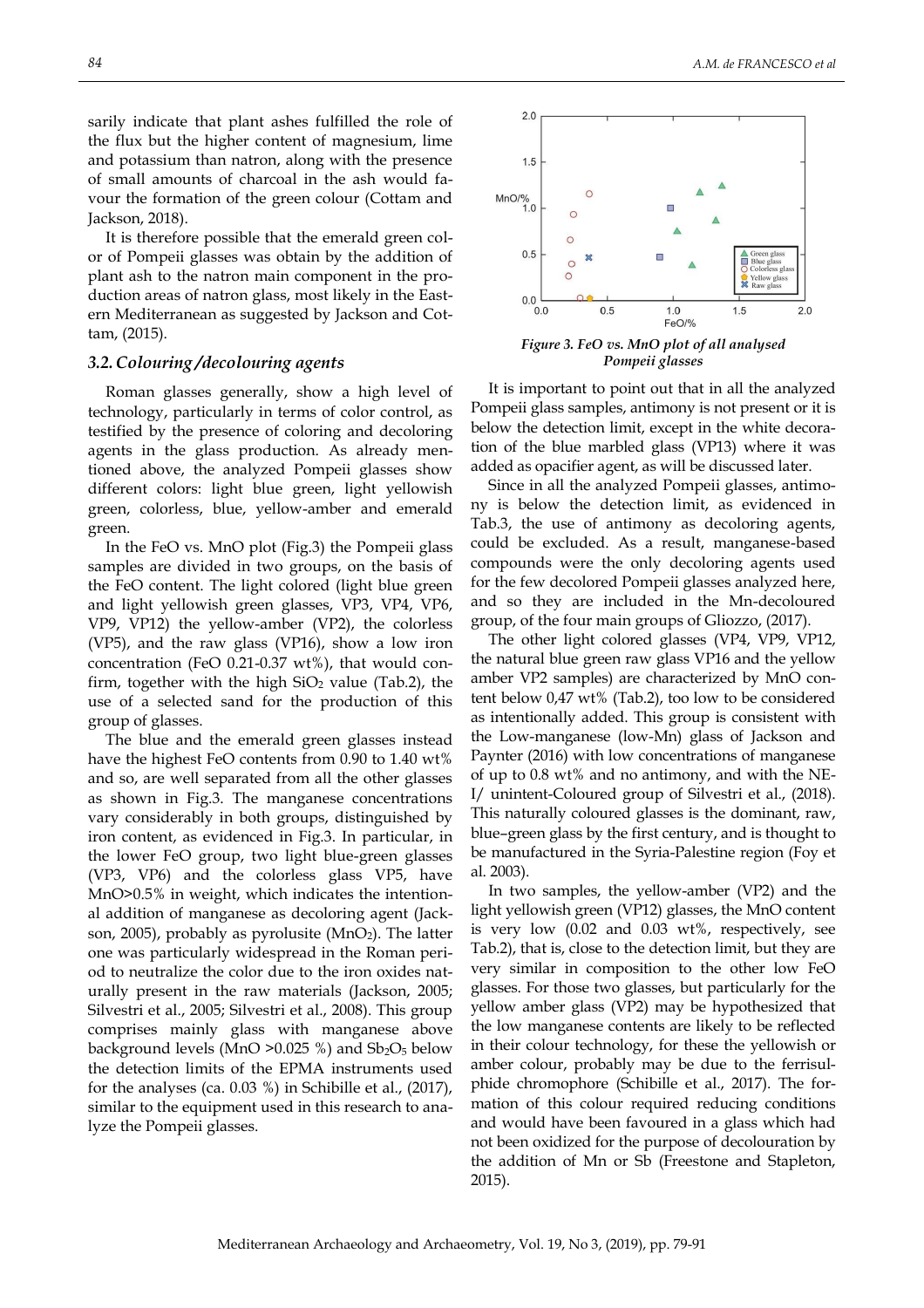sarily indicate that plant ashes fulfilled the role of the flux but the higher content of magnesium, lime and potassium than natron, along with the presence of small amounts of charcoal in the ash would favour the formation of the green colour (Cottam and Jackson, 2018).

It is therefore possible that the emerald green color of Pompeii glasses was obtain by the addition of plant ash to the natron main component in the production areas of natron glass, most likely in the Eastern Mediterranean as suggested by Jackson and Cottam, (2015).

### 3.2. Colouring/decolouring agents

Roman glasses generally, show a high level of technology, particularly in terms of color control, as testified by the presence of coloring and decoloring agents in the glass production. As already mentioned above, the analyzed Pompeii glasses show different colors: light blue green, light yellowish green, colorless, blue, yellow-amber and emerald green.

In the FeO vs. MnO plot (Fig.3) the Pompeii glass samples are divided in two groups, on the basis of the FeO content. The light colored (light blue green and light yellowish green glasses, VP3, VP4, VP6, VP9, VP12) the yellow-amber (VP2), the colorless (VP5), and the raw glass (VP16), show a low iron concentration (FeO 0.21-0.37 wt%), that would confirm, together with the high $SiO_2$ value (Tab.2), the use of a selected sand for the production of this group of glasses.

The blue and the emerald green glasses instead have the highest FeO contents from 0.90 to 1.40 wt% and so, are well separated from all the other glasses as shown in Fig.3. The manganese concentrations vary considerably in both groups, distinguished by iron content, as evidenced in Fig.3. In particular, in the lower FeO group, two light blue-green glasses (VP3, VP6) and the colorless glass VP5, have MnO>0.5% in weight, which indicates the intentional addition of manganese as decoloring agent (Jackson, 2005), probably as pyrolusite ($MnO_2$). The latter one was particularly widespread in the Roman period to neutralize the color due to the iron oxides naturally present in the raw materials (Jackson, 2005; Silvestri et al., 2005; Silvestri et al., 2008). This group comprises mainly glass with manganese above background levels (MnO >0.025 %) and $Sb_2O_5$ below the detection limits of the EPMA instruments used for the analyses (ca. 0.03 %) in Schibille et al., (2017), similar to the equipment used in this research to analyze the Pompeii glasses.

*Figure 3. FeO vs. MnO plot of all analysed Pompeii glasses*

It is important to point out that in all the analyzed Pompeii glass samples, antimony is not present or it is below the detection limit, except in the white decoration of the blue marbled glass (VP13) where it was added as opacifier agent, as will be discussed later.

Since in all the analyzed Pompeii glasses, antimony is below the detection limit, as evidenced in Tab.3, the use of antimony as decoloring agents, could be excluded. As a result, manganese-based compounds were the only decoloring agents used for the few decolored Pompeii glasses analyzed here, and so they are included in the Mn-decoloured group, of the four main groups of Gliozzo, (2017).

The other light colored glasses (VP4, VP9, VP12, the natural blue green raw glass VP16 and the yellow amber VP2 samples) are characterized by MnO content below 0,47 wt% (Tab.2), too low to be considered as intentionally added. This group is consistent with the Low-manganese (low-Mn) glass of Jackson and Paynter (2016) with low concentrations of manganese of up to 0.8 wt% and no antimony, and with the NE-I/ unintent-Coloured group of Silvestri et al., (2018). This naturally coloured glasses is the dominant, raw, blue–green glass by the first century, and is thought to be manufactured in the Syria-Palestine region (Foy et al. 2003).

In two samples, the yellow-amber (VP2) and the light yellowish green (VP12) glasses, the MnO content is very low (0.02 and 0.03 wt%, respectively, see Tab.2), that is, close to the detection limit, but they are very similar in composition to the other low FeO glasses. For those two glasses, but particularly for the yellow amber glass (VP2) may be hypothesized that the low manganese contents are likely to be reflected in their colour technology, for these the yellowish or amber colour, probably may be due to the ferrisulphide chromophore (Schibille et al., 2017). The formation of this colour required reducing conditions and would have been favoured in a glass which had not been oxidized for the purpose of decolouration by the addition of Mn or Sb (Freestone and Stapleton, 2015).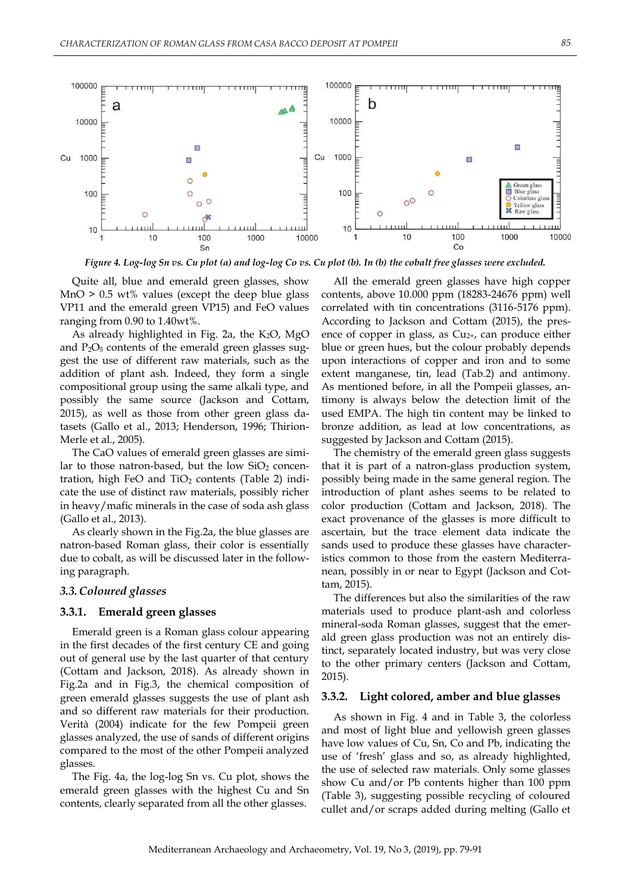Figure 4. Log-log Sn vs. Cu plot (a) and log-log Co vs. Cu plot (b). In (b) the cobalt free glasses were excluded.

Quite all, blue and emerald green glasses, show MnO > 0.5 wt% values (except the deep blue glass VP11 and the emerald green VP15) and FeO values ranging from 0.90 to 1.40wt%.

As already highlighted in Fig. 2a, the $K_2O$, MgO and $P_2O_5$ contents of the emerald green glasses suggest the use of different raw materials, such as the addition of plant ash. Indeed, they form a single compositional group using the same alkali type, and possibly the same source (Jackson and Cottam, 2015), as well as those from other green glass datasets (Gallo et al., 2013; Henderson, 1996; Thirion-Merle et al., 2005).

The CaO values of emerald green glasses are similar to those natron-based, but the low $SiO_2$ concentration, high FeO and $TiO_2$ contents (Table 2) indicate the use of distinct raw materials, possibly richer in heavy/mafic minerals in the case of soda ash glass (Gallo et al., 2013).

As clearly shown in the Fig.2a, the blue glasses are natron-based Roman glass, their color is essentially due to cobalt, as will be discussed later in the following paragraph.

### 3.3. Coloured glasses

#### 3.3.1. Emerald green glasses

Emerald green is a Roman glass colour appearing in the first decades of the first century CE and going out of general use by the last quarter of that century (Cottam and Jackson, 2018). As already shown in Fig.2a and in Fig.3, the chemical composition of green emerald glasses suggests the use of plant ash and so different raw materials for their production. Verità (2004) indicate for the few Pompeii green glasses analyzed, the use of sands of different origins compared to the most of the other Pompeii analyzed glasses.

The Fig. 4a, the log-log Sn vs. Cu plot, shows the emerald green glasses with the highest Cu and Sn contents, clearly separated from all the other glasses.

All the emerald green glasses have high copper contents, above 10.000 ppm (18283-24676 ppm) well correlated with tin concentrations (3116-5176 ppm). According to Jackson and Cottam (2015), the presence of copper in glass, as $Cu^{2+}$, can produce either blue or green hues, but the colour probably depends upon interactions of copper and iron and to some extent manganese, tin, lead (Tab.2) and antimony. As mentioned before, in all the Pompeii glasses, antimony is always below the detection limit of the used EMPA. The high tin content may be linked to bronze addition, as lead at low concentrations, as suggested by Jackson and Cottam (2015).

The chemistry of the emerald green glass suggests that it is part of a natron-glass production system, possibly being made in the same general region. The introduction of plant ashes seems to be related to color production (Cottam and Jackson, 2018). The exact provenance of the glasses is more difficult to ascertain, but the trace element data indicate the sands used to produce these glasses have characteristics common to those from the eastern Mediterranean, possibly in or near to Egypt (Jackson and Cottam, 2015).

The differences but also the similarities of the raw materials used to produce plant-ash and colorless mineral-soda Roman glasses, suggest that the emerald green glass production was not an entirely distinct, separately located industry, but was very close to the other primary centers (Jackson and Cottam, 2015).

#### 3.3.2. Light colored, amber and blue glasses

As shown in Fig. 4 and in Table 3, the colorless and most of light blue and yellowish green glasses have low values of Cu, Sn, Co and Pb, indicating the use of 'fresh' glass and so, as already highlighted, the use of selected raw materials. Only some glasses show Cu and/or Pb contents higher than 100 ppm (Table 3), suggesting possible recycling of coloured cullet and/or scraps added during melting (Gallo et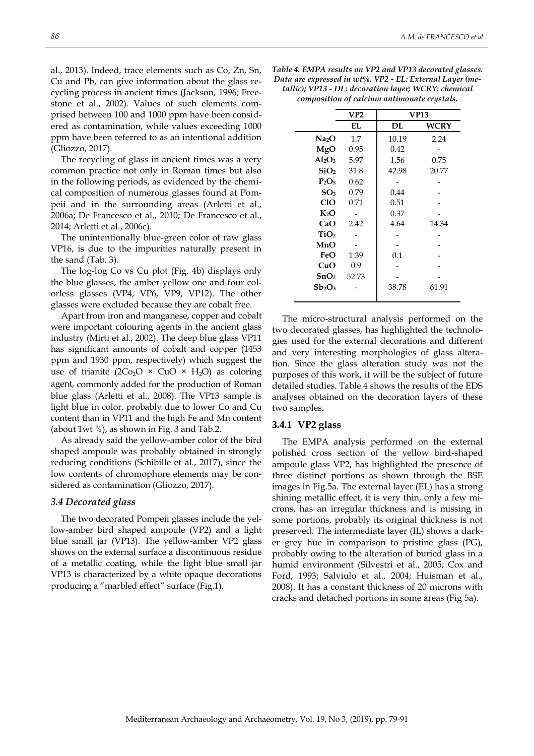al., 2013). Indeed, trace elements such as Co, Zn, Sn, Cu and Pb, can give information about the glass recycling process in ancient times (Jackson, 1996; Freestone et al., 2002). Values of such elements comprised between 100 and 1000 ppm have been considered as contamination, while values exceeding 1000 ppm have been referred to as an intentional addition (Gliozzo, 2017).

The recycling of glass in ancient times was a very common practice not only in Roman times but also in the following periods, as evidenced by the chemical composition of numerous glasses found at Pompeii and in the surrounding areas (Arletti et al., 2006a; De Francesco et al., 2010; De Francesco et al., 2014; Arletti et al., 2006c).

The unintentionally blue-green color of raw glass VP16, is due to the impurities naturally present in the sand (Tab. 3).

The log-log Co vs Cu plot (Fig. 4b) displays only the blue glasses, the amber yellow one and four colorless glasses (VP4, VP6, VP9, VP12). The other glasses were excluded because they are cobalt free.

Apart from iron and manganese, copper and cobalt were important colouring agents in the ancient glass industry (Mirti et al., 2002). The deep blue glass VP11 has significant amounts of cobalt and copper (1453 ppm and 1930 ppm, respectively) which suggest the use of trianite ($2Co_2O \times CuO \times H_2O$) as coloring agent, commonly added for the production of Roman blue glass (Arletti et al., 2008). The VP13 sample is light blue in color, probably due to lower Co and Cu content than in VP11 and the high Fe and Mn content (about 1wt %), as shown in Fig. 3 and Tab.2.

As already said the yellow-amber color of the bird shaped ampoule was probably obtained in strongly reducing conditions (Schibille et al., 2017), since the low contents of chromophore elements may be considered as contamination (Gliozzo, 2017).

### *3.4 Decorated glass*

The two decorated Pompeii glasses include the yellow-amber bird shaped ampoule (VP2) and a light blue small jar (VP13). The yellow-amber VP2 glass shows on the external surface a discontinuous residue of a metallic coating, while the light blue small jar VP13 is characterized by a white opaque decorations producing a "marbled effect" surface (Fig.1).

***Table 4. EMPA results on VP2 and VP13 decorated glasses. Data are expressed in wt%. VP2 - EL: External Layer (metallic); VP13 - DL: decoration layer; WCRY: chemical composition of calcium antimonate crystals.***

| | VP2 | VP13 | |
|---|---|---|---|
| | EL | DL | WCRY |
| $Na_2O$ | 1.7 | 10.19 | 2.24 |
| MgO | 0.95 | 0.42 | - |
| $Al_2O_3$ | 5.97 | 1.56 | 0.75 |
| $SiO_2$ | 31.8 | 42.98 | 20.77 |
| $P_2O_5$ | 0.62 | - | - |
| $SO_3$ | 0.79 | 0.44 | - |
| ClO | 0.71 | 0.51 | - |
| $K_2O$ | - | 0.37 | - |
| CaO | 2.42 | 4.64 | 14.34 |
| $TiO_2$ | - | - | - |
| MnO | - | - | - |
| FeO | 1.39 | 0.1 | - |
| CuO | 0.9 | - | - |
| $SnO_2$ | 52.73 | - | - |
| $Sb_2O_3$ | - | 38.78 | 61.91 |

The micro-structural analysis performed on the two decorated glasses, has highlighted the technologies used for the external decorations and different and very interesting morphologies of glass alteration. Since the glass alteration study was not the purposes of this work, it will be the subject of future detailed studies. Table 4 shows the results of the EDS analyses obtained on the decoration layers of these two samples.

#### 3.4.1 VP2 glass

The EMPA analysis performed on the external polished cross section of the yellow bird-shaped ampoule glass VP2, has highlighted the presence of three distinct portions as shown through the BSE images in Fig.5a. The external layer (EL) has a strong shining metallic effect, it is very thin, only a few microns, has an irregular thickness and is missing in some portions, probably its original thickness is not preserved. The intermediate layer (IL) shows a darker grey hue in comparison to pristine glass (PG), probably owing to the alteration of buried glass in a humid environment (Silvestri et al., 2005; Cox and Ford, 1993; Salviulo et al., 2004; Huisman et al., 2008). It has a constant thickness of 20 microns with cracks and detached portions in some areas (Fig 5a).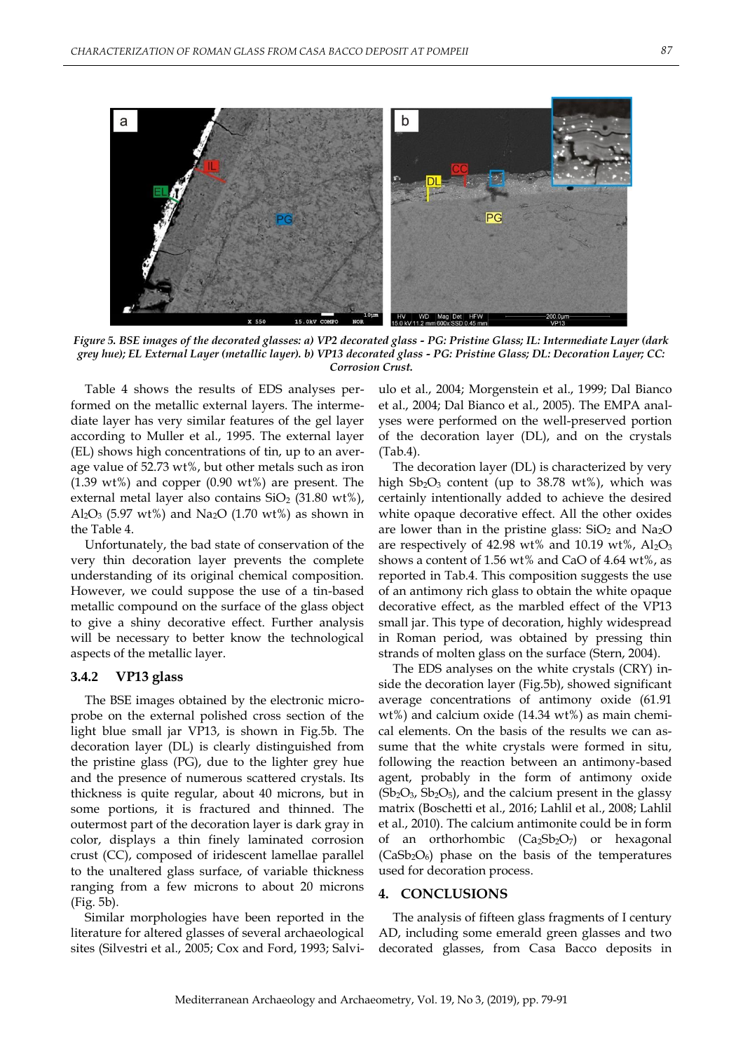*Figure 5. BSE images of the decorated glasses: a) VP2 decorated glass - PG: Pristine Glass; IL: Intermediate Layer (dark grey hue); EL External Layer (metallic layer). b) VP13 decorated glass - PG: Pristine Glass; DL: Decoration Layer; CC: Corrosion Crust.*

Table 4 shows the results of EDS analyses performed on the metallic external layers. The intermediate layer has very similar features of the gel layer according to Muller et al., 1995. The external layer (EL) shows high concentrations of tin, up to an average value of 52.73 wt%, but other metals such as iron (1.39 wt%) and copper (0.90 wt%) are present. The external metal layer also contains $SiO_2$ (31.80 wt%), $Al_2O_3$ (5.97 wt%) and $Na_2O$ (1.70 wt%) as shown in the Table 4.

Unfortunately, the bad state of conservation of the very thin decoration layer prevents the complete understanding of its original chemical composition. However, we could suppose the use of a tin-based metallic compound on the surface of the glass object to give a shiny decorative effect. Further analysis will be necessary to better know the technological aspects of the metallic layer.

### 3.4.2 VP13 glass

The BSE images obtained by the electronic microprobe on the external polished cross section of the light blue small jar VP13, is shown in Fig.5b. The decoration layer (DL) is clearly distinguished from the pristine glass (PG), due to the lighter grey hue and the presence of numerous scattered crystals. Its thickness is quite regular, about 40 microns, but in some portions, it is fractured and thinned. The outermost part of the decoration layer is dark gray in color, displays a thin finely laminated corrosion crust (CC), composed of iridescent lamellae parallel to the unaltered glass surface, of variable thickness ranging from a few microns to about 20 microns (Fig. 5b).

Similar morphologies have been reported in the literature for altered glasses of several archaeological sites (Silvestri et al., 2005; Cox and Ford, 1993; Salviulo et al., 2004; Morgenstein et al., 1999; Dal Bianco et al., 2004; Dal Bianco et al., 2005). The EMPA analyses were performed on the well-preserved portion of the decoration layer (DL), and on the crystals (Tab.4).

The decoration layer (DL) is characterized by very high $Sb_2O_3$ content (up to 38.78 wt%), which was certainly intentionally added to achieve the desired white opaque decorative effect. All the other oxides are lower than in the pristine glass: $SiO_2$ and $Na_2O$ are respectively of 42.98 wt% and 10.19 wt%, $Al_2O_3$ shows a content of 1.56 wt% and CaO of 4.64 wt%, as reported in Tab.4. This composition suggests the use of an antimony rich glass to obtain the white opaque decorative effect, as the marbled effect of the VP13 small jar. This type of decoration, highly widespread in Roman period, was obtained by pressing thin strands of molten glass on the surface (Stern, 2004).

The EDS analyses on the white crystals (CRY) inside the decoration layer (Fig.5b), showed significant average concentrations of antimony oxide (61.91 wt%) and calcium oxide (14.34 wt%) as main chemical elements. On the basis of the results we can assume that the white crystals were formed in situ, following the reaction between an antimony-based agent, probably in the form of antimony oxide ($Sb_2O_3$, $Sb_2O_5$), and the calcium present in the glassy matrix (Boschetti et al., 2016; Lahlil et al., 2008; Lahlil et al., 2010). The calcium antimonite could be in form of an orthorhombic ($Ca_2Sb_2O_7$) or hexagonal ($CaSb_2O_6$) phase on the basis of the temperatures used for decoration process.

## 4. CONCLUSIONS

The analysis of fifteen glass fragments of I century AD, including some emerald green glasses and two decorated glasses, from Casa Bacco deposits in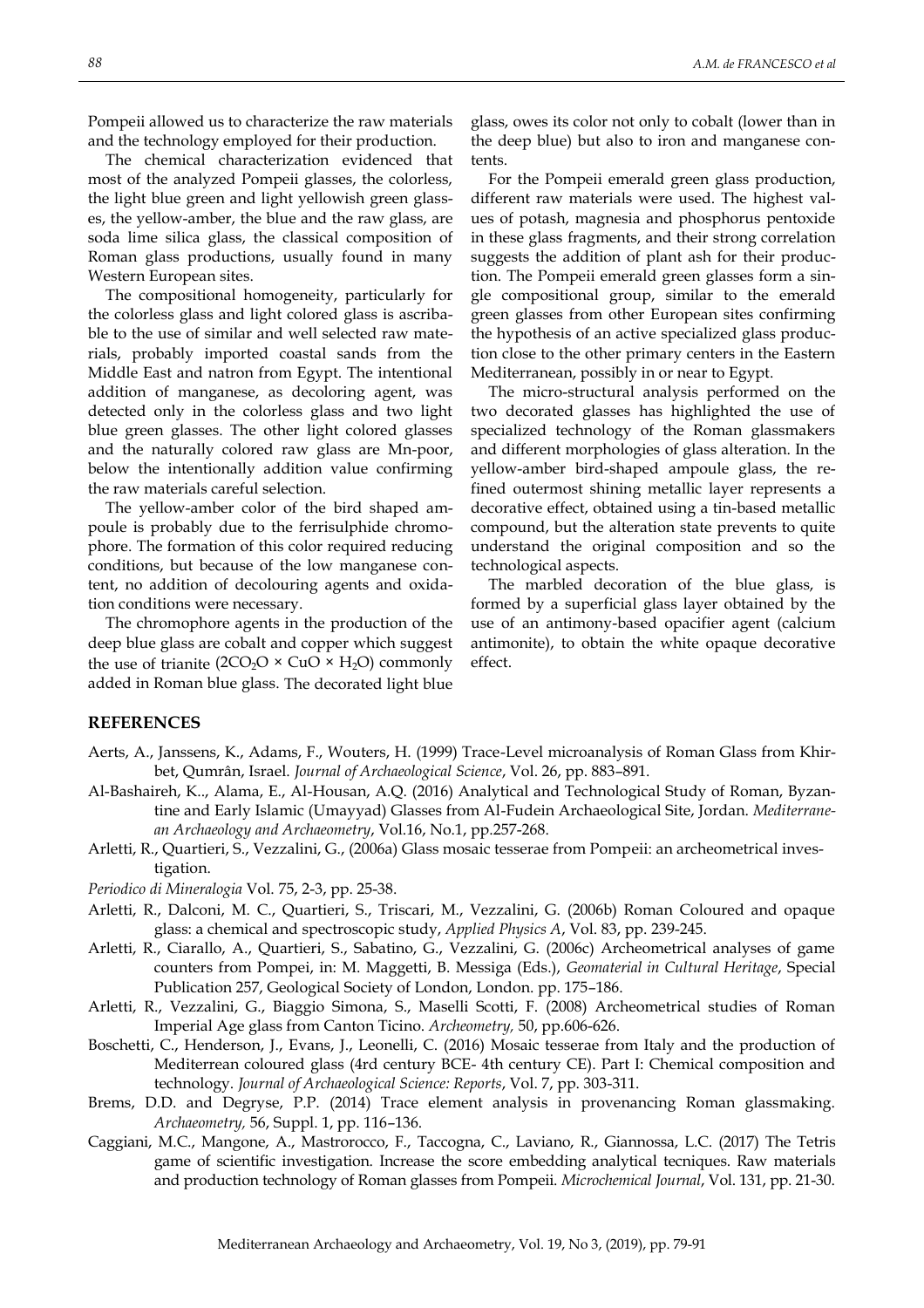Pompeii allowed us to characterize the raw materials and the technology employed for their production.

The chemical characterization evidenced that most of the analyzed Pompeii glasses, the colorless, the light blue green and light yellowish green glasses, the yellow-amber, the blue and the raw glass, are soda lime silica glass, the classical composition of Roman glass productions, usually found in many Western European sites.

The compositional homogeneity, particularly for the colorless glass and light colored glass is ascribable to the use of similar and well selected raw materials, probably imported coastal sands from the Middle East and natron from Egypt. The intentional addition of manganese, as decoloring agent, was detected only in the colorless glass and two light blue green glasses. The other light colored glasses and the naturally colored raw glass are Mn-poor, below the intentionally addition value confirming the raw materials careful selection.

The yellow-amber color of the bird shaped ampoule is probably due to the ferrisulphide chromophore. The formation of this color required reducing conditions, but because of the low manganese content, no addition of decolouring agents and oxidation conditions were necessary.

The chromophore agents in the production of the deep blue glass are cobalt and copper which suggest the use of trianite ($2CO_2O \times CuO \times H_2O$) commonly added in Roman blue glass. The decorated light blue glass, owes its color not only to cobalt (lower than in the deep blue) but also to iron and manganese contents.

For the Pompeii emerald green glass production, different raw materials were used. The highest values of potash, magnesia and phosphorus pentoxide in these glass fragments, and their strong correlation suggests the addition of plant ash for their production. The Pompeii emerald green glasses form a single compositional group, similar to the emerald green glasses from other European sites confirming the hypothesis of an active specialized glass production close to the other primary centers in the Eastern Mediterranean, possibly in or near to Egypt.

The micro-structural analysis performed on the two decorated glasses has highlighted the use of specialized technology of the Roman glassmakers and different morphologies of glass alteration. In the yellow-amber bird-shaped ampoule glass, the refined outermost shining metallic layer represents a decorative effect, obtained using a tin-based metallic compound, but the alteration state prevents to quite understand the original composition and so the technological aspects.

The marbled decoration of the blue glass, is formed by a superficial glass layer obtained by the use of an antimony-based opacifier agent (calcium antimonite), to obtain the white opaque decorative effect.

## REFERENCES

Aerts, A., Janssens, K., Adams, F., Wouters, H. (1999) Trace-Level microanalysis of Roman Glass from Khirbet, Qumrân, Israel. *Journal of Archaeological Science*, Vol. 26, pp. 883–891.

Al-Bashaireh, K.., Alama, E., Al-Housan, A.Q. (2016) Analytical and Technological Study of Roman, Byzantine and Early Islamic (Umayyad) Glasses from Al-Fudein Archaeological Site, Jordan. *Mediterranean Archaeology and Archaeometry*, Vol.16, No.1, pp.257-268.

Arletti, R., Quartieri, S., Vezzalini, G., (2006a) Glass mosaic tesserae from Pompeii: an archeometrical investigation.

*Periodico di Mineralogia* Vol. 75, 2-3, pp. 25-38.

Arletti, R., Dalconi, M. C., Quartieri, S., Triscari, M., Vezzalini, G. (2006b) Roman Coloured and opaque glass: a chemical and spectroscopic study, *Applied Physics A*, Vol. 83, pp. 239-245.

Arletti, R., Ciarallo, A., Quartieri, S., Sabatino, G., Vezzalini, G. (2006c) Archeometrical analyses of game counters from Pompei, in: M. Maggetti, B. Messiga (Eds.), *Geomaterial in Cultural Heritage*, Special Publication 257, Geological Society of London, London. pp. 175–186.

Arletti, R., Vezzalini, G., Biaggio Simona, S., Maselli Scotti, F. (2008) Archeometrical studies of Roman Imperial Age glass from Canton Ticino. *Archeometry,* 50, pp.606-626.

Boschetti, C., Henderson, J., Evans, J., Leonelli, C. (2016) Mosaic tesserae from Italy and the production of Mediterrean coloured glass (4rd century BCE- 4th century CE). Part I: Chemical composition and technology. *Journal of Archaeological Science: Reports*, Vol. 7, pp. 303-311.

Brems, D.D. and Degryse, P.P. (2014) Trace element analysis in provenancing Roman glassmaking. *Archaeometry,* 56, Suppl. 1, pp. 116–136.

Caggiani, M.C., Mangone, A., Mastrorocco, F., Taccogna, C., Laviano, R., Giannossa, L.C. (2017) The Tetris game of scientific investigation. Increase the score embedding analytical tecniques. Raw materials and production technology of Roman glasses from Pompeii. *Microchemical Journal*, Vol. 131, pp. 21-30.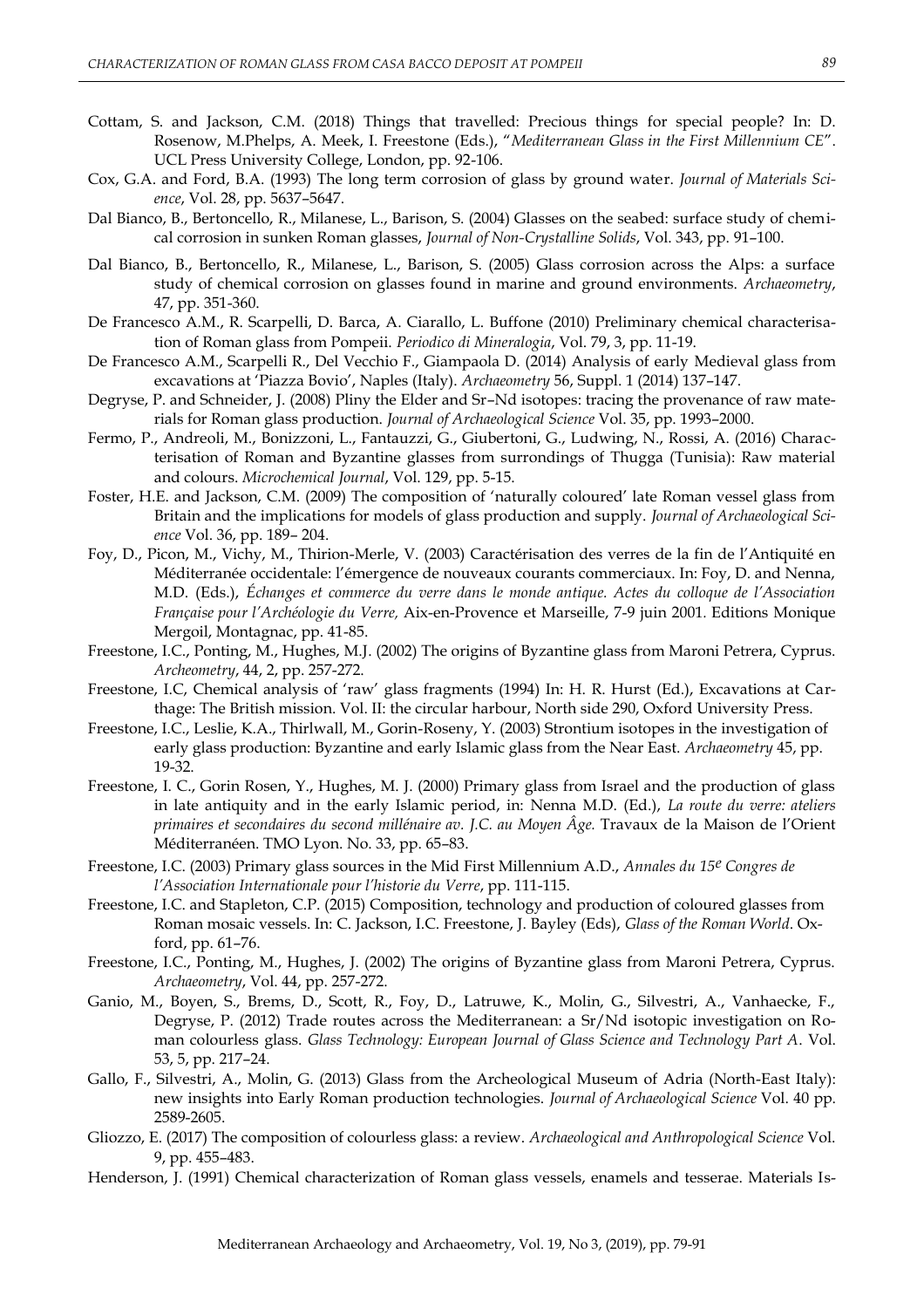Cottam, S. and Jackson, C.M. (2018) Things that travelled: Precious things for special people? In: D. Rosenow, M.Phelps, A. Meek, I. Freestone (Eds.), "*Mediterranean Glass in the First Millennium CE*". UCL Press University College, London, pp. 92-106.

Cox, G.A. and Ford, B.A. (1993) The long term corrosion of glass by ground water. *Journal of Materials Science*, Vol. 28, pp. 5637–5647.

Dal Bianco, B., Bertoncello, R., Milanese, L., Barison, S. (2004) Glasses on the seabed: surface study of chemical corrosion in sunken Roman glasses, *Journal of Non-Crystalline Solids*, Vol. 343, pp. 91–100.

Dal Bianco, B., Bertoncello, R., Milanese, L., Barison, S. (2005) Glass corrosion across the Alps: a surface study of chemical corrosion on glasses found in marine and ground environments. *Archaeometry*, 47, pp. 351-360.

De Francesco A.M., R. Scarpelli, D. Barca, A. Ciarallo, L. Buffone (2010) Preliminary chemical characterisation of Roman glass from Pompeii. *Periodico di Mineralogia*, Vol. 79, 3, pp. 11-19.

De Francesco A.M., Scarpelli R., Del Vecchio F., Giampaola D. (2014) Analysis of early Medieval glass from excavations at 'Piazza Bovio', Naples (Italy). *Archaeometry* 56, Suppl. 1 (2014) 137–147.

Degryse, P. and Schneider, J. (2008) Pliny the Elder and Sr–Nd isotopes: tracing the provenance of raw materials for Roman glass production. *Journal of Archaeological Science* Vol. 35, pp. 1993–2000.

Fermo, P., Andreoli, M., Bonizzoni, L., Fantauzzi, G., Giubertoni, G., Ludwing, N., Rossi, A. (2016) Characterisation of Roman and Byzantine glasses from surrondings of Thugga (Tunisia): Raw material and colours. *Microchemical Journal*, Vol. 129, pp. 5-15.

Foster, H.E. and Jackson, C.M. (2009) The composition of 'naturally coloured' late Roman vessel glass from Britain and the implications for models of glass production and supply. *Journal of Archaeological Science* Vol. 36, pp. 189– 204.

Foy, D., Picon, M., Vichy, M., Thirion-Merle, V. (2003) Caractérisation des verres de la fin de l'Antiquité en Méditerranée occidentale: l'émergence de nouveaux courants commerciaux. In: Foy, D. and Nenna, M.D. (Eds.), *Échanges et commerce du verre dans le monde antique. Actes du colloque de l'Association Française pour l'Archéologie du Verre,* Aix-en-Provence et Marseille, 7-9 juin 2001. Editions Monique Mergoil, Montagnac, pp. 41-85.

Freestone, I.C., Ponting, M., Hughes, M.J. (2002) The origins of Byzantine glass from Maroni Petrera, Cyprus. *Archeometry*, 44, 2, pp. 257-272.

Freestone, I.C, Chemical analysis of 'raw' glass fragments (1994) In: H. R. Hurst (Ed.), Excavations at Carthage: The British mission. Vol. II: the circular harbour, North side 290, Oxford University Press.

Freestone, I.C., Leslie, K.A., Thirlwall, M., Gorin-Roseny, Y. (2003) Strontium isotopes in the investigation of early glass production: Byzantine and early Islamic glass from the Near East. *Archaeometry* 45, pp. 19-32.

Freestone, I. C., Gorin Rosen, Y., Hughes, M. J. (2000) Primary glass from Israel and the production of glass in late antiquity and in the early Islamic period, in: Nenna M.D. (Ed.), *La route du verre: ateliers primaires et secondaires du second millénaire av. J.C. au Moyen Âge.* Travaux de la Maison de l'Orient Méditerranéen. TMO Lyon. No. 33, pp. 65–83.

Freestone, I.C. (2003) Primary glass sources in the Mid First Millennium A.D., *Annales du 15e Congres de l'Association Internationale pour l'historie du Verre*, pp. 111-115.

Freestone, I.C. and Stapleton, C.P. (2015) Composition, technology and production of coloured glasses from Roman mosaic vessels. In: C. Jackson, I.C. Freestone, J. Bayley (Eds), *Glass of the Roman World*. Oxford, pp. 61–76.

Freestone, I.C., Ponting, M., Hughes, J. (2002) The origins of Byzantine glass from Maroni Petrera, Cyprus. *Archaeometry*, Vol. 44, pp. 257-272.

Ganio, M., Boyen, S., Brems, D., Scott, R., Foy, D., Latruwe, K., Molin, G., Silvestri, A., Vanhaecke, F., Degryse, P. (2012) Trade routes across the Mediterranean: a Sr/Nd isotopic investigation on Roman colourless glass. *Glass Technology: European Journal of Glass Science and Technology Part A*. Vol. 53, 5, pp. 217–24.

Gallo, F., Silvestri, A., Molin, G. (2013) Glass from the Archeological Museum of Adria (North-East Italy): new insights into Early Roman production technologies. *Journal of Archaeological Science* Vol. 40 pp. 2589-2605.

Gliozzo, E. (2017) The composition of colourless glass: a review. *Archaeological and Anthropological Science* Vol. 9, pp. 455–483.

Henderson, J. (1991) Chemical characterization of Roman glass vessels, enamels and tesserae. Materials Is-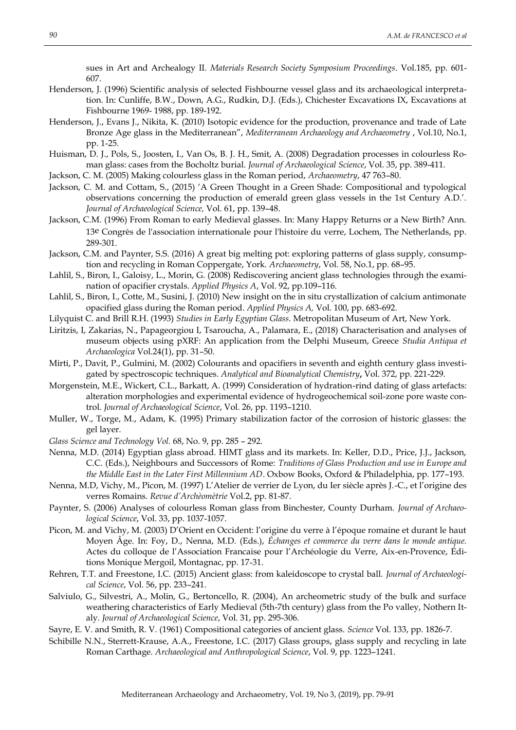sues in Art and Archealogy II. *Materials Research Society Symposium Proceedings*. Vol.185, pp. 601-607.

Henderson, J. (1996) Scientific analysis of selected Fishbourne vessel glass and its archaeological interpretation. In: Cunliffe, B.W., Down, A.G., Rudkin, D.J. (Eds.), Chichester Excavations IX, Excavations at Fishbourne 1969- 1988, pp. 189-192.

Henderson, J., Evans J., Nikita, K. (2010) Isotopic evidence for the production, provenance and trade of Late Bronze Age glass in the Mediterranean", *Mediterranean Archaeology and Archaeometry* , Vol.10, No.1, pp. 1-25.

Huisman, D. J., Pols, S., Joosten, I., Van Os, B. J. H., Smit, A. (2008) Degradation processes in colourless Roman glass: cases from the Bocholtz burial. *Journal of Archaeological Science*, Vol. 35, pp. 389-411.

Jackson, C. M. (2005) Making colourless glass in the Roman period, *Archaeometry*, 47 763–80.

Jackson, C. M. and Cottam, S., (2015) 'A Green Thought in a Green Shade: Compositional and typological observations concerning the production of emerald green glass vessels in the 1st Century A.D.'. *Journal of Archaeological Science,* Vol. 61, pp. 139–48.

Jackson, C.M. (1996) From Roman to early Medieval glasses. In: Many Happy Returns or a New Birth? Ann. 13e Congrès de l'association internationale pour l'histoire du verre, Lochem, The Netherlands, pp. 289-301.

Jackson, C.M. and Paynter, S.S. (2016) A great big melting pot: exploring patterns of glass supply, consumption and recycling in Roman Coppergate, York. *Archaeometry*, Vol. 58, No.1, pp. 68–95.

Lahlil, S., Biron, I., Galoisy, L., Morin, G. (2008) Rediscovering ancient glass technologies through the examination of opacifier crystals. *Applied Physics A*, Vol. 92, pp.109–116.

Lahlil, S., Biron, I., Cotte, M., Susini, J. (2010) New insight on the in situ crystallization of calcium antimonate opacified glass during the Roman period. *Applied Physics A,* Vol. 100, pp. 683-692.

Lilyquist C. and Brill R.H. (1993) *Studies in Early Egyptian Glass*. Metropolitan Museum of Art, New York.

Liritzis, I, Zakarias, N., Papageorgiou I, Tsaroucha, A., Palamara, E., (2018) Characterisation and analyses of museum objects using pXRF: An application from the Delphi Museum, Greece *Studia Antiqua et Archaeologica* Vol.24(1), pp. 31–50.

Mirti, P., Davit, P., Gulmini, M. (2002) Colourants and opacifiers in seventh and eighth century glass investigated by spectroscopic techniques. *Analytical and Bioanalytical Chemistry*, Vol. 372, pp. 221-229.

Morgenstein, M.E., Wickert, C.L., Barkatt, A. (1999) Consideration of hydration-rind dating of glass artefacts: alteration morphologies and experimental evidence of hydrogeochemical soil-zone pore waste control. *Journal of Archaeological Science*, Vol. 26, pp. 1193–1210.

Muller, W., Torge, M., Adam, K. (1995) Primary stabilization factor of the corrosion of historic glasses: the gel layer.

*Glass Science and Technology Vol.* 68, No. 9, pp. 285 – 292.

Nenna, M.D. (2014) Egyptian glass abroad. HIMT glass and its markets. In: Keller, D.D., Price, J.J., Jackson, C.C. (Eds.), Neighbours and Successors of Rome: *Traditions of Glass Production and use in Europe and the Middle East in the Later First Millennium AD*. Oxbow Books, Oxford & Philadelphia, pp. 177–193.

Nenna, M.D, Vichy, M., Picon, M. (1997) L'Atelier de verrier de Lyon, du Ier siècle après J.-C., et l'origine des verres Romains. *Revue d'Archèomètrie* Vol.2, pp. 81-87.

Paynter, S. (2006) Analyses of colourless Roman glass from Binchester, County Durham. *Journal of Archaeological Science*, Vol. 33, pp. 1037-1057.

Picon, M. and Vichy, M. (2003) D'Orient en Occident: l'origine du verre à l'époque romaine et durant le haut Moyen Âge. In: Foy, D., Nenna, M.D. (Eds.), *Échanges et commerce du verre dans le monde antique.* Actes du colloque de l'Association Francaise pour l'Archéologie du Verre, Aix-en-Provence, Éditions Monique Mergoil, Montagnac, pp. 17-31.

Rehren, T.T. and Freestone, I.C. (2015) Ancient glass: from kaleidoscope to crystal ball. *Journal of Archaeological Science*, Vol. 56, pp. 233–241.

Salviulo, G., Silvestri, A., Molin, G., Bertoncello, R. (2004), An archeometric study of the bulk and surface weathering characteristics of Early Medieval (5th-7th century) glass from the Po valley, Nothern Italy. *Journal of Archaeological Science*, Vol. 31, pp. 295-306.

Sayre, E. V. and Smith, R. V. (1961) Compositional categories of ancient glass. *Science* Vol. 133, pp. 1826-7.

Schibille N.N., Sterrett-Krause, A.A., Freestone, I.C. (2017) Glass groups, glass supply and recycling in late Roman Carthage. *Archaeological and Anthropological Science*, Vol. 9, pp. 1223–1241.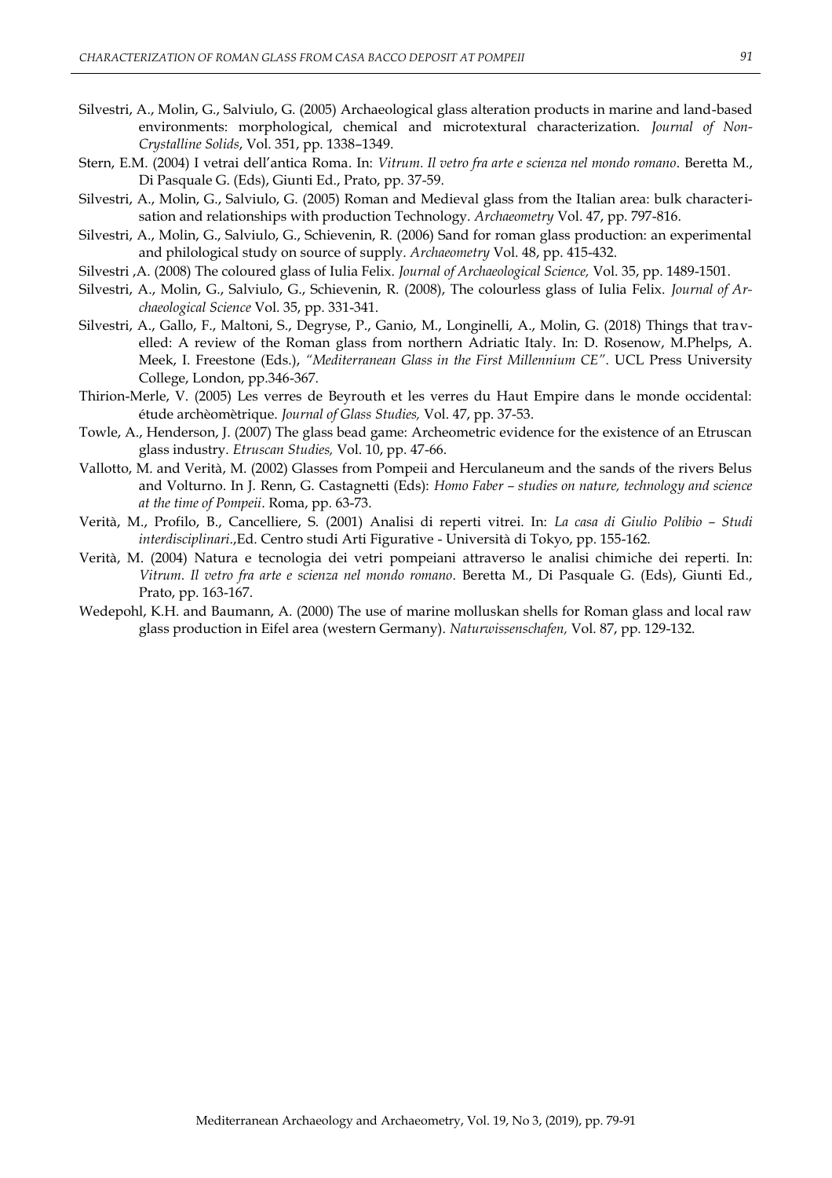Silvestri, A., Molin, G., Salviulo, G. (2005) Archaeological glass alteration products in marine and land-based environments: morphological, chemical and microtextural characterization. *Journal of Non-Crystalline Solids*, Vol. 351, pp. 1338–1349.

Stern, E.M. (2004) I vetrai dell'antica Roma. In: *Vitrum. Il vetro fra arte e scienza nel mondo romano*. Beretta M., Di Pasquale G. (Eds), Giunti Ed., Prato, pp. 37-59.

Silvestri, A., Molin, G., Salviulo, G. (2005) Roman and Medieval glass from the Italian area: bulk characterisation and relationships with production Technology. *Archaeometry* Vol. 47, pp. 797-816.

Silvestri, A., Molin, G., Salviulo, G., Schievenin, R. (2006) Sand for roman glass production: an experimental and philological study on source of supply. *Archaeometry* Vol. 48, pp. 415-432.

Silvestri ,A. (2008) The coloured glass of Iulia Felix. *Journal of Archaeological Science,* Vol. 35, pp. 1489-1501.

Silvestri, A., Molin, G., Salviulo, G., Schievenin, R. (2008), The colourless glass of Iulia Felix. *Journal of Archaeological Science* Vol. 35, pp. 331-341.

Silvestri, A., Gallo, F., Maltoni, S., Degryse, P., Ganio, M., Longinelli, A., Molin, G. (2018) Things that travelled: A review of the Roman glass from northern Adriatic Italy. In: D. Rosenow, M.Phelps, A. Meek, I. Freestone (Eds.), *"Mediterranean Glass in the First Millennium CE"*. UCL Press University College, London, pp.346-367.

Thirion-Merle, V. (2005) Les verres de Beyrouth et les verres du Haut Empire dans le monde occidental: étude archèomètrique. *Journal of Glass Studies,* Vol. 47, pp. 37-53.

Towle, A., Henderson, J. (2007) The glass bead game: Archeometric evidence for the existence of an Etruscan glass industry. *Etruscan Studies,* Vol. 10, pp. 47-66.

Vallotto, M. and Verità, M. (2002) Glasses from Pompeii and Herculaneum and the sands of the rivers Belus and Volturno. In J. Renn, G. Castagnetti (Eds): *Homo Faber – studies on nature, technology and science at the time of Pompeii*. Roma, pp. 63-73.

Verità, M., Profilo, B., Cancelliere, S. (2001) Analisi di reperti vitrei. In: *La casa di Giulio Polibio – Studi interdisciplinari*.,Ed. Centro studi Arti Figurative - Università di Tokyo, pp. 155-162.

Verità, M. (2004) Natura e tecnologia dei vetri pompeiani attraverso le analisi chimiche dei reperti. In: *Vitrum. Il vetro fra arte e scienza nel mondo romano*. Beretta M., Di Pasquale G. (Eds), Giunti Ed., Prato, pp. 163-167.

Wedepohl, K.H. and Baumann, A. (2000) The use of marine molluskan shells for Roman glass and local raw glass production in Eifel area (western Germany). *Naturwissenschafen,* Vol. 87, pp. 129-132.